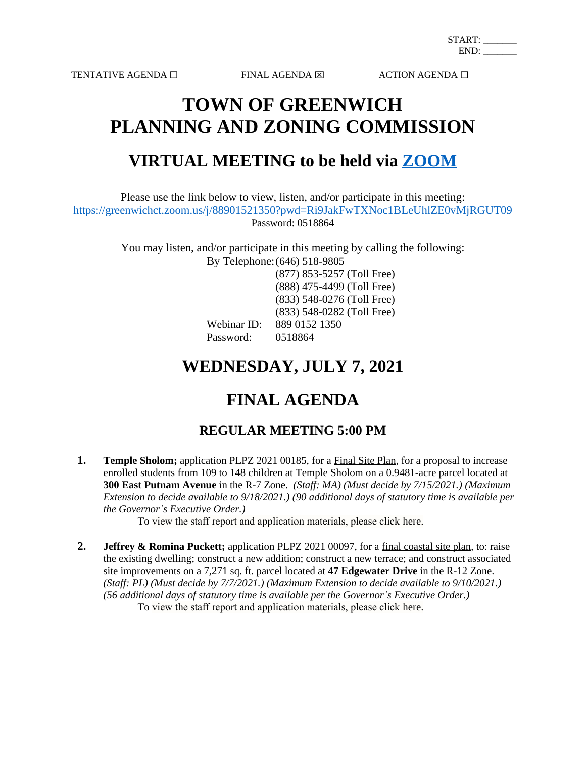START: _______
END: _______

TENTATIVE AGENDA ☐ FINAL AGENDA ☒ ACTION AGENDA ☐

# TOWN OF GREENWICH PLANNING AND ZONING COMMISSION

## VIRTUAL MEETING to be held via [ZOOM](https://greenwichct.zoom.us/j/88901521350?pwd=Ri9JakFwTXNoc1BLeUhlZE0vMjRGUT09)

Please use the link below to view, listen, and/or participate in this meeting:
https://greenwichct.zoom.us/j/88901521350?pwd=Ri9JakFwTXNoc1BLeUhlZE0vMjRGUT09
Password: 0518864

You may listen, and/or participate in this meeting by calling the following:

By Telephone: (646) 518-9805
(877) 853-5257 (Toll Free)
(888) 475-4499 (Toll Free)
(833) 548-0276 (Toll Free)
(833) 548-0282 (Toll Free)

Webinar ID: 889 0152 1350
Password: 0518864

## WEDNESDAY, JULY 7, 2021

## FINAL AGENDA

### REGULAR MEETING 5:00 PM

1. **Temple Sholom;** application PLPZ 2021 00185, for a Final Site Plan, for a proposal to increase enrolled students from 109 to 148 children at Temple Sholom on a 0.9481-acre parcel located at **300 East Putnam Avenue** in the R-7 Zone. *(Staff: MA) (Must decide by 7/15/2021.) (Maximum Extension to decide available to 9/18/2021.) (90 additional days of statutory time is available per the Governor's Executive Order.)*

   To view the staff report and application materials, please click here.

2. **Jeffrey & Romina Puckett;** application PLPZ 2021 00097, for a final coastal site plan, to: raise the existing dwelling; construct a new addition; construct a new terrace; and construct associated site improvements on a 7,271 sq. ft. parcel located at **47 Edgewater Drive** in the R-12 Zone. *(Staff: PL) (Must decide by 7/7/2021.) (Maximum Extension to decide available to 9/10/2021.) (56 additional days of statutory time is available per the Governor's Executive Order.)*

   To view the staff report and application materials, please click here.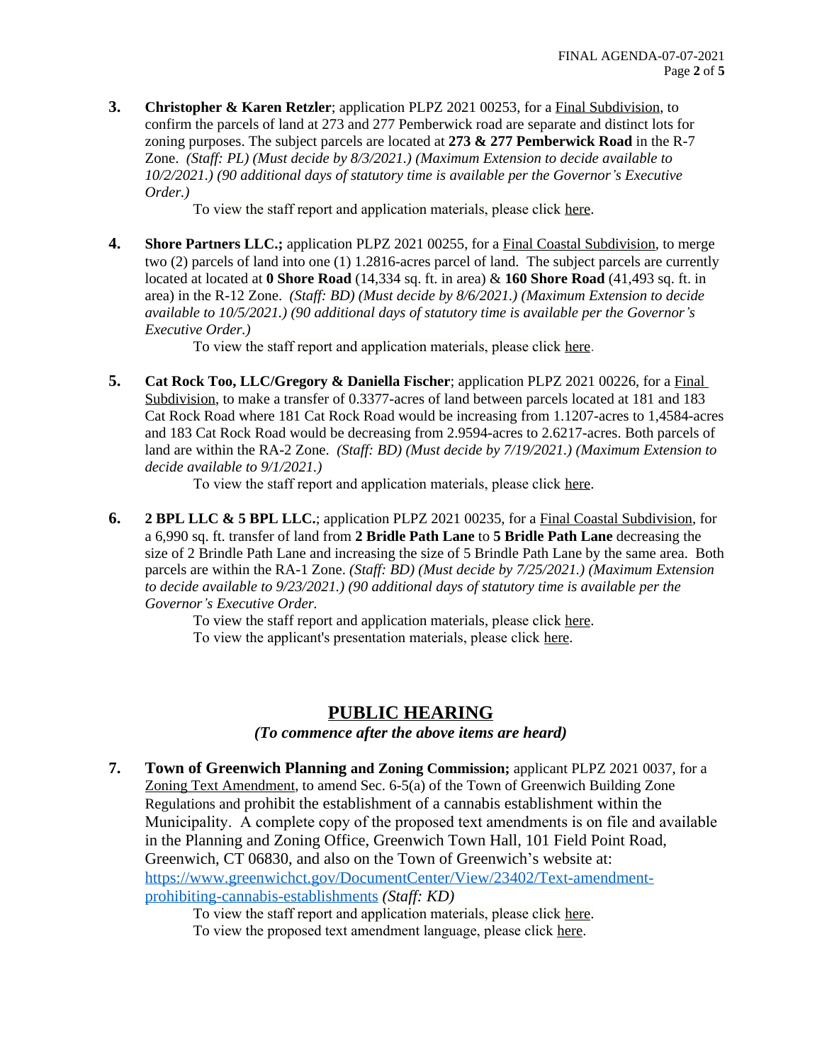3. **Christopher & Karen Retzler**; application PLPZ 2021 00253, for a Final Subdivision, to confirm the parcels of land at 273 and 277 Pemberwick road are separate and distinct lots for zoning purposes. The subject parcels are located at **273 & 277 Pemberwick Road** in the R-7 Zone. *(Staff: PL) (Must decide by 8/3/2021.) (Maximum Extension to decide available to 10/2/2021.) (90 additional days of statutory time is available per the Governor's Executive Order.)*

   To view the staff report and application materials, please click here.

4. **Shore Partners LLC.;** application PLPZ 2021 00255, for a Final Coastal Subdivision, to merge two (2) parcels of land into one (1) 1.2816-acres parcel of land. The subject parcels are currently located at located at **0 Shore Road** (14,334 sq. ft. in area) & **160 Shore Road** (41,493 sq. ft. in area) in the R-12 Zone. *(Staff: BD) (Must decide by 8/6/2021.) (Maximum Extension to decide available to 10/5/2021.) (90 additional days of statutory time is available per the Governor's Executive Order.)*

   To view the staff report and application materials, please click here.

5. **Cat Rock Too, LLC/Gregory & Daniella Fischer**; application PLPZ 2021 00226, for a Final Subdivision, to make a transfer of 0.3377-acres of land between parcels located at 181 and 183 Cat Rock Road where 181 Cat Rock Road would be increasing from 1.1207-acres to 1,4584-acres and 183 Cat Rock Road would be decreasing from 2.9594-acres to 2.6217-acres. Both parcels of land are within the RA-2 Zone. *(Staff: BD) (Must decide by 7/19/2021.) (Maximum Extension to decide available to 9/1/2021.)*

   To view the staff report and application materials, please click here.

6. **2 BPL LLC & 5 BPL LLC.**; application PLPZ 2021 00235, for a Final Coastal Subdivision, for a 6,990 sq. ft. transfer of land from **2 Bridle Path Lane** to **5 Bridle Path Lane** decreasing the size of 2 Brindle Path Lane and increasing the size of 5 Brindle Path Lane by the same area. Both parcels are within the RA-1 Zone. *(Staff: BD) (Must decide by 7/25/2021.) (Maximum Extension to decide available to 9/23/2021.) (90 additional days of statutory time is available per the Governor's Executive Order.*

   To view the staff report and application materials, please click here.
   To view the applicant's presentation materials, please click here.

## PUBLIC HEARING

*(To commence after the above items are heard)*

7. **Town of Greenwich Planning and Zoning Commission;** applicant PLPZ 2021 0037, for a Zoning Text Amendment, to amend Sec. 6-5(a) of the Town of Greenwich Building Zone Regulations and prohibit the establishment of a cannabis establishment within the Municipality. A complete copy of the proposed text amendments is on file and available in the Planning and Zoning Office, Greenwich Town Hall, 101 Field Point Road, Greenwich, CT 06830, and also on the Town of Greenwich's website at: https://www.greenwichct.gov/DocumentCenter/View/23402/Text-amendment-prohibiting-cannabis-establishments *(Staff: KD)*

   To view the staff report and application materials, please click here.
   To view the proposed text amendment language, please click here.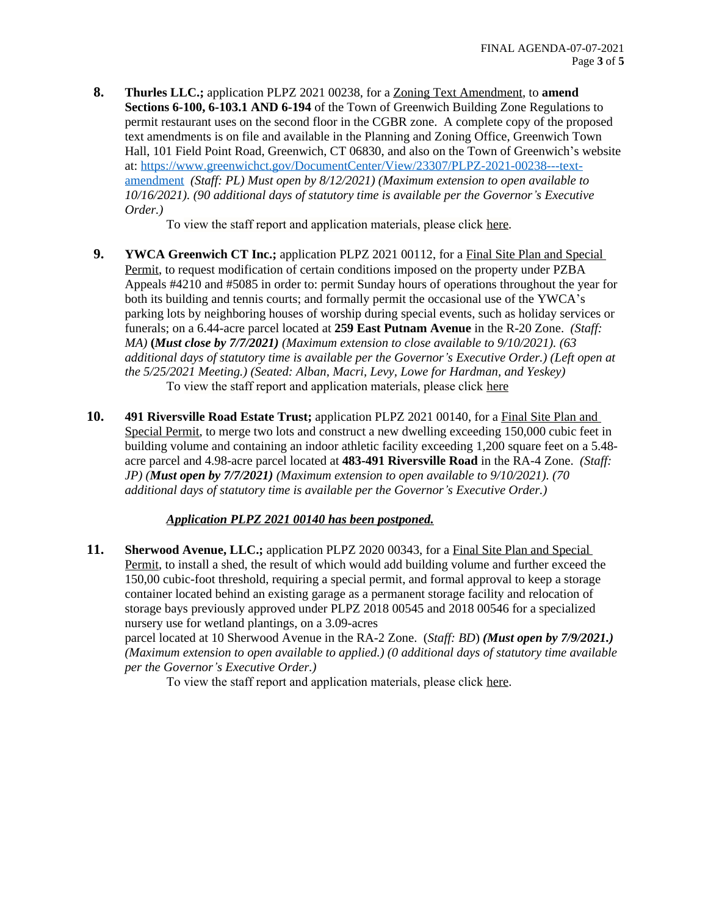8. **Thurles LLC.;** application PLPZ 2021 00238, for a Zoning Text Amendment, to **amend Sections 6-100, 6-103.1 AND 6-194** of the Town of Greenwich Building Zone Regulations to permit restaurant uses on the second floor in the CGBR zone. A complete copy of the proposed text amendments is on file and available in the Planning and Zoning Office, Greenwich Town Hall, 101 Field Point Road, Greenwich, CT 06830, and also on the Town of Greenwich's website at: [https://www.greenwichct.gov/DocumentCenter/View/23307/PLPZ-2021-00238---text-amendment](https://www.greenwichct.gov/DocumentCenter/View/23307/PLPZ-2021-00238---text-amendment) *(Staff: PL) Must open by 8/12/2021) (Maximum extension to open available to 10/16/2021). (90 additional days of statutory time is available per the Governor's Executive Order.)*

   To view the staff report and application materials, please click here.

9. **YWCA Greenwich CT Inc.;** application PLPZ 2021 00112, for a Final Site Plan and Special Permit, to request modification of certain conditions imposed on the property under PZBA Appeals #4210 and #5085 in order to: permit Sunday hours of operations throughout the year for both its building and tennis courts; and formally permit the occasional use of the YWCA's parking lots by neighboring houses of worship during special events, such as holiday services or funerals; on a 6.44-acre parcel located at **259 East Putnam Avenue** in the R-20 Zone. *(Staff: MA)* ***(Must close by 7/7/2021)*** *(Maximum extension to close available to 9/10/2021). (63 additional days of statutory time is available per the Governor's Executive Order.) (Left open at the 5/25/2021 Meeting.) (Seated: Alban, Macri, Levy, Lowe for Hardman, and Yeskey)*

   To view the staff report and application materials, please click here

10. **491 Riversville Road Estate Trust;** application PLPZ 2021 00140, for a Final Site Plan and Special Permit, to merge two lots and construct a new dwelling exceeding 150,000 cubic feet in building volume and containing an indoor athletic facility exceeding 1,200 square feet on a 5.48-acre parcel and 4.98-acre parcel located at **483-491 Riversville Road** in the RA-4 Zone. *(Staff: JP)* ***(Must open by 7/7/2021)*** *(Maximum extension to open available to 9/10/2021). (70 additional days of statutory time is available per the Governor's Executive Order.)*

   ***Application PLPZ 2021 00140 has been postponed.***

11. **Sherwood Avenue, LLC.;** application PLPZ 2020 00343, for a Final Site Plan and Special Permit, to install a shed, the result of which would add building volume and further exceed the 150,00 cubic-foot threshold, requiring a special permit, and formal approval to keep a storage container located behind an existing garage as a permanent storage facility and relocation of storage bays previously approved under PLPZ 2018 00545 and 2018 00546 for a specialized nursery use for wetland plantings, on a 3.09-acres parcel located at 10 Sherwood Avenue in the RA-2 Zone. (*Staff: BD*) ***(Must open by 7/9/2021.)*** *(Maximum extension to open available to applied.) (0 additional days of statutory time available per the Governor's Executive Order.)*

   To view the staff report and application materials, please click here.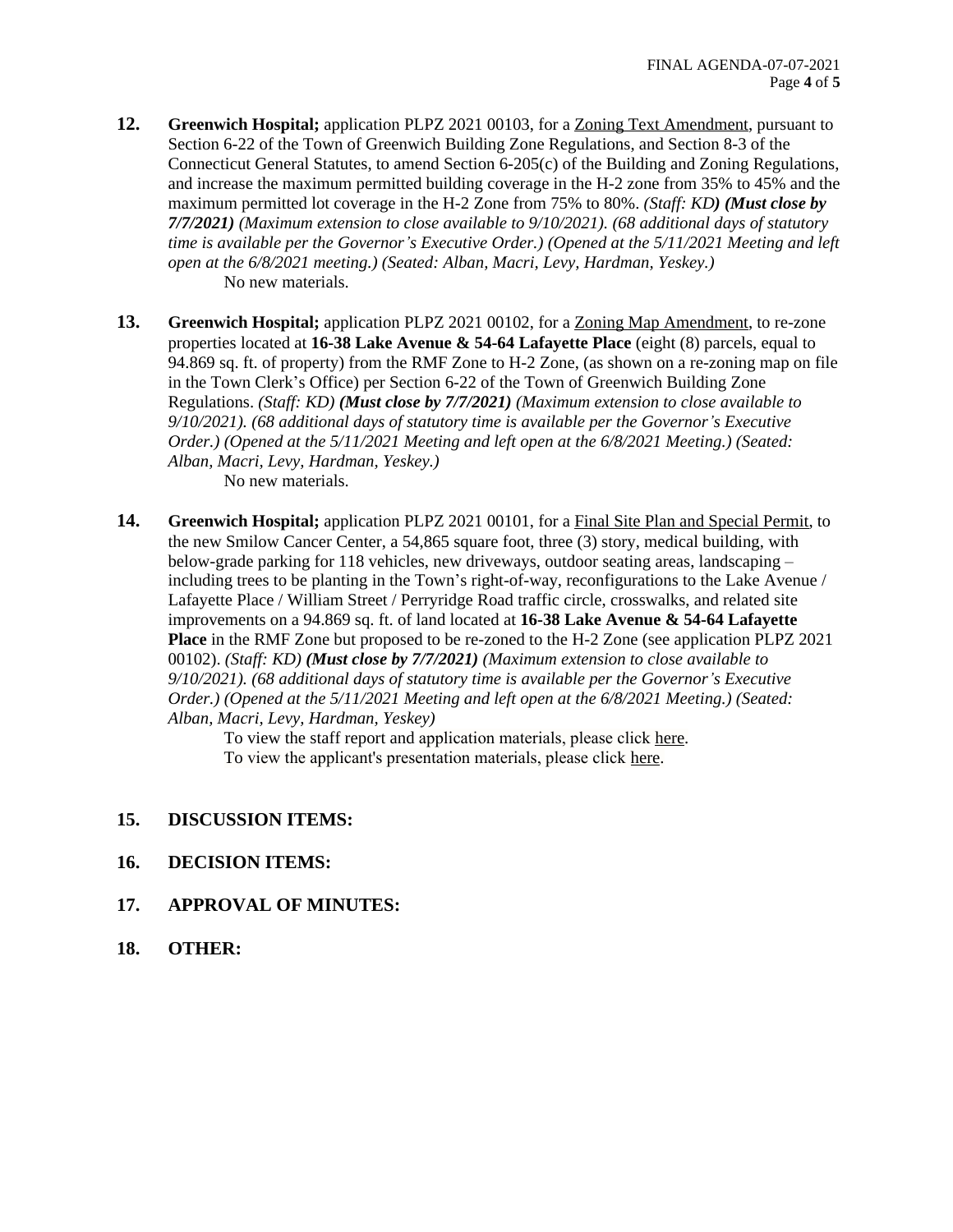12. **Greenwich Hospital;** application PLPZ 2021 00103, for a <u>Zoning Text Amendment</u>, pursuant to Section 6-22 of the Town of Greenwich Building Zone Regulations, and Section 8-3 of the Connecticut General Statutes, to amend Section 6-205(c) of the Building and Zoning Regulations, and increase the maximum permitted building coverage in the H-2 zone from 35% to 45% and the maximum permitted lot coverage in the H-2 Zone from 75% to 80%. *(Staff: KD)* ***(Must close by 7/7/2021)*** *(Maximum extension to close available to 9/10/2021). (68 additional days of statutory time is available per the Governor's Executive Order.) (Opened at the 5/11/2021 Meeting and left open at the 6/8/2021 meeting.) (Seated: Alban, Macri, Levy, Hardman, Yeskey.)*

    No new materials.

13. **Greenwich Hospital;** application PLPZ 2021 00102, for a <u>Zoning Map Amendment</u>, to re-zone properties located at **16-38 Lake Avenue & 54-64 Lafayette Place** (eight (8) parcels, equal to 94.869 sq. ft. of property) from the RMF Zone to H-2 Zone, (as shown on a re-zoning map on file in the Town Clerk's Office) per Section 6-22 of the Town of Greenwich Building Zone Regulations. *(Staff: KD)* ***(Must close by 7/7/2021)*** *(Maximum extension to close available to 9/10/2021). (68 additional days of statutory time is available per the Governor's Executive Order.) (Opened at the 5/11/2021 Meeting and left open at the 6/8/2021 Meeting.) (Seated: Alban, Macri, Levy, Hardman, Yeskey.)*

    No new materials.

14. **Greenwich Hospital;** application PLPZ 2021 00101, for a <u>Final Site Plan and Special Permit</u>, to the new Smilow Cancer Center, a 54,865 square foot, three (3) story, medical building, with below-grade parking for 118 vehicles, new driveways, outdoor seating areas, landscaping – including trees to be planting in the Town's right-of-way, reconfigurations to the Lake Avenue / Lafayette Place / William Street / Perryridge Road traffic circle, crosswalks, and related site improvements on a 94.869 sq. ft. of land located at **16-38 Lake Avenue & 54-64 Lafayette Place** in the RMF Zone but proposed to be re-zoned to the H-2 Zone (see application PLPZ 2021 00102). *(Staff: KD)* ***(Must close by 7/7/2021)*** *(Maximum extension to close available to 9/10/2021). (68 additional days of statutory time is available per the Governor's Executive Order.) (Opened at the 5/11/2021 Meeting and left open at the 6/8/2021 Meeting.) (Seated: Alban, Macri, Levy, Hardman, Yeskey)*

    To view the staff report and application materials, please click <u>here</u>.
    To view the applicant's presentation materials, please click <u>here</u>.

15. **DISCUSSION ITEMS:**

16. **DECISION ITEMS:**

17. **APPROVAL OF MINUTES:**

18. **OTHER:**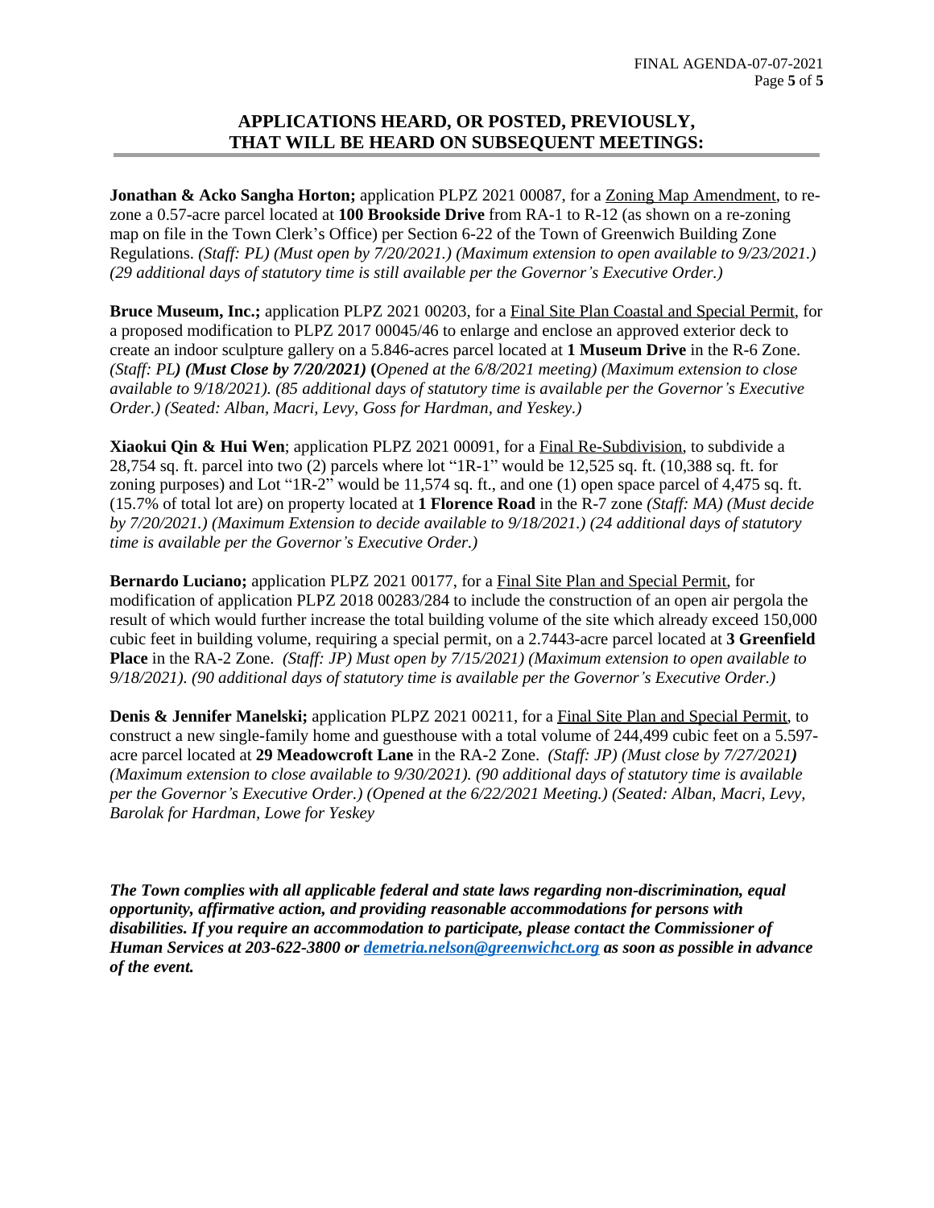## APPLICATIONS HEARD, OR POSTED, PREVIOUSLY, THAT WILL BE HEARD ON SUBSEQUENT MEETINGS:

**Jonathan & Acko Sangha Horton;** application PLPZ 2021 00087, for a Zoning Map Amendment, to re-zone a 0.57-acre parcel located at **100 Brookside Drive** from RA-1 to R-12 (as shown on a re-zoning map on file in the Town Clerk's Office) per Section 6-22 of the Town of Greenwich Building Zone Regulations. *(Staff: PL) (Must open by 7/20/2021.) (Maximum extension to open available to 9/23/2021.) (29 additional days of statutory time is still available per the Governor's Executive Order.)*

**Bruce Museum, Inc.;** application PLPZ 2021 00203, for a Final Site Plan Coastal and Special Permit, for a proposed modification to PLPZ 2017 00045/46 to enlarge and enclose an approved exterior deck to create an indoor sculpture gallery on a 5.846-acres parcel located at **1 Museum Drive** in the R-6 Zone. *(Staff: PL)* ***(Must Close by 7/20/2021)*** **(***Opened at the 6/8/2021 meeting) (Maximum extension to close available to 9/18/2021). (85 additional days of statutory time is available per the Governor's Executive Order.) (Seated: Alban, Macri, Levy, Goss for Hardman, and Yeskey.)*

**Xiaokui Qin & Hui Wen**; application PLPZ 2021 00091, for a Final Re-Subdivision, to subdivide a 28,754 sq. ft. parcel into two (2) parcels where lot "1R-1" would be 12,525 sq. ft. (10,388 sq. ft. for zoning purposes) and Lot "1R-2" would be 11,574 sq. ft., and one (1) open space parcel of 4,475 sq. ft. (15.7% of total lot are) on property located at **1 Florence Road** in the R-7 zone *(Staff: MA) (Must decide by 7/20/2021.) (Maximum Extension to decide available to 9/18/2021.) (24 additional days of statutory time is available per the Governor's Executive Order.)*

**Bernardo Luciano;** application PLPZ 2021 00177, for a Final Site Plan and Special Permit, for modification of application PLPZ 2018 00283/284 to include the construction of an open air pergola the result of which would further increase the total building volume of the site which already exceed 150,000 cubic feet in building volume, requiring a special permit, on a 2.7443-acre parcel located at **3 Greenfield Place** in the RA-2 Zone. *(Staff: JP) Must open by 7/15/2021) (Maximum extension to open available to 9/18/2021). (90 additional days of statutory time is available per the Governor's Executive Order.)*

**Denis & Jennifer Manelski;** application PLPZ 2021 00211, for a Final Site Plan and Special Permit, to construct a new single-family home and guesthouse with a total volume of 244,499 cubic feet on a 5.597-acre parcel located at **29 Meadowcroft Lane** in the RA-2 Zone. *(Staff: JP) (Must close by 7/27/2021***)** *(Maximum extension to close available to 9/30/2021). (90 additional days of statutory time is available per the Governor's Executive Order.) (Opened at the 6/22/2021 Meeting.) (Seated: Alban, Macri, Levy, Barolak for Hardman, Lowe for Yeskey*

***The Town complies with all applicable federal and state laws regarding non-discrimination, equal opportunity, affirmative action, and providing reasonable accommodations for persons with disabilities. If you require an accommodation to participate, please contact the Commissioner of Human Services at 203-622-3800 or demetria.nelson@greenwichct.org as soon as possible in advance of the event.***